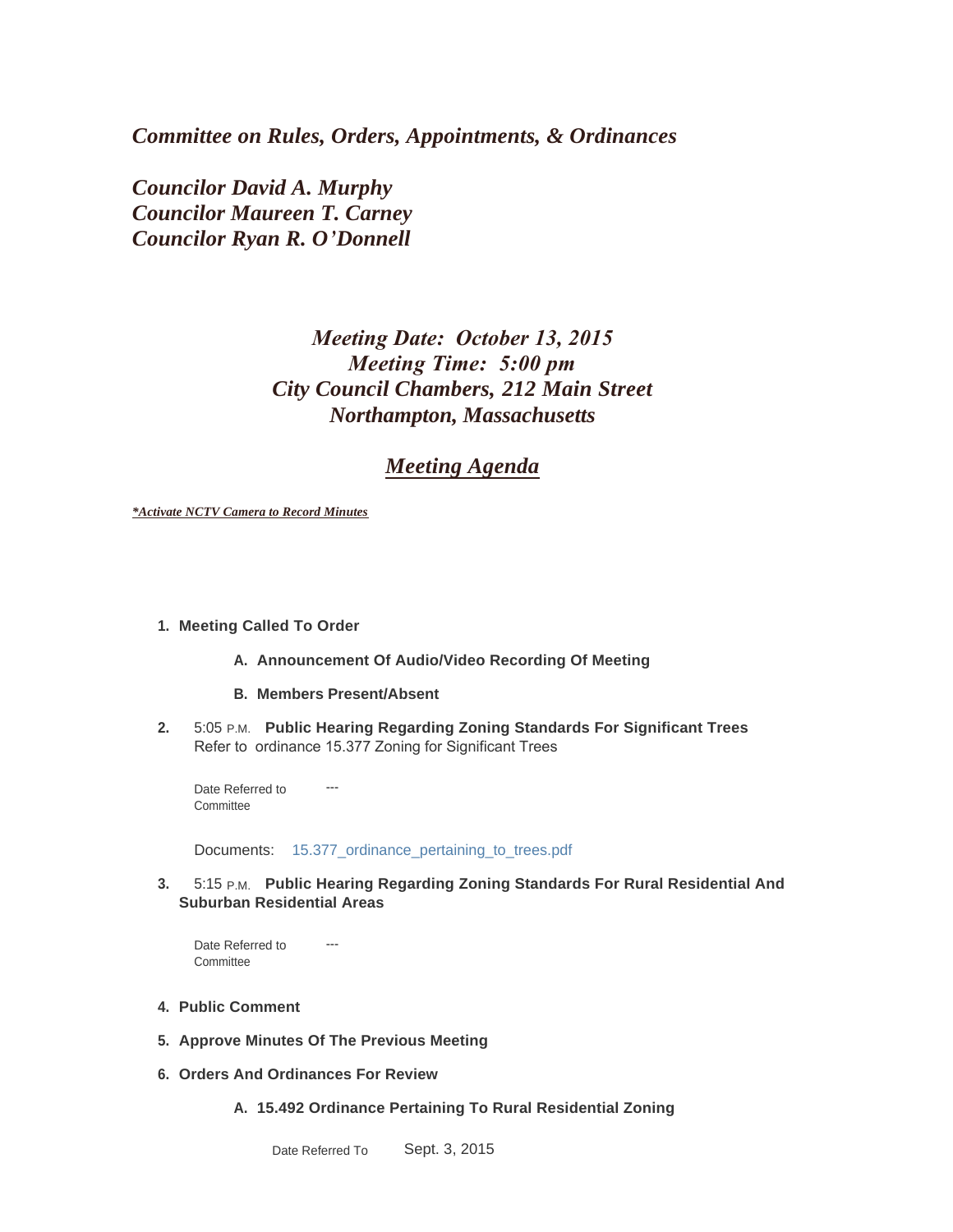*Committee on Rules, Orders, Appointments, & Ordinances*

*Councilor David A. Murphy*
*Councilor Maureen T. Carney*
*Councilor Ryan R. O'Donnell*

*Meeting Date: October 13, 2015*
*Meeting Time: 5:00 pm*
*City Council Chambers, 212 Main Street*
*Northampton, Massachusetts*

## *Meeting Agenda*

***Activate NCTV Camera to Record Minutes***

1. **Meeting Called To Order**

   A. **Announcement Of Audio/Video Recording Of Meeting**

   B. **Members Present/Absent**

2. 5:05 P.M. **Public Hearing Regarding Zoning Standards For Significant Trees**
   Refer to ordinance 15.377 Zoning for Significant Trees

   Date Referred to Committee ---

   Documents: 15.377_ordinance_pertaining_to_trees.pdf

3. 5:15 P.M. **Public Hearing Regarding Zoning Standards For Rural Residential And Suburban Residential Areas**

   Date Referred to Committee ---

4. **Public Comment**

5. **Approve Minutes Of The Previous Meeting**

6. **Orders And Ordinances For Review**

   A. **15.492 Ordinance Pertaining To Rural Residential Zoning**

      Date Referred To Sept. 3, 2015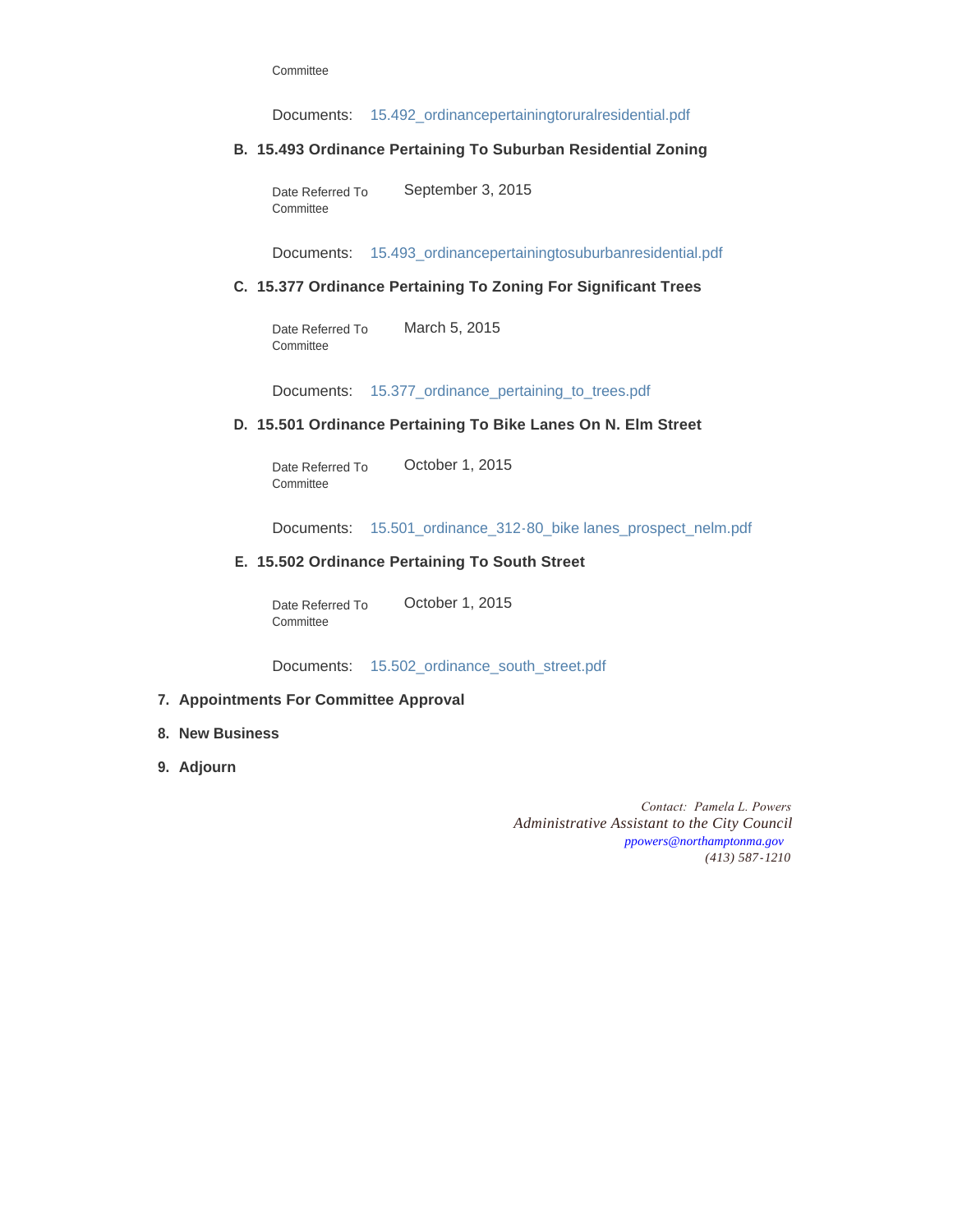Committee

Documents: 15.492_ordinancepertainingtoruralresidential.pdf

**B. 15.493 Ordinance Pertaining To Suburban Residential Zoning**

Date Referred To Committee: September 3, 2015

Documents: 15.493_ordinancepertainingtosuburbanresidential.pdf

**C. 15.377 Ordinance Pertaining To Zoning For Significant Trees**

Date Referred To Committee: March 5, 2015

Documents: 15.377_ordinance_pertaining_to_trees.pdf

**D. 15.501 Ordinance Pertaining To Bike Lanes On N. Elm Street**

Date Referred To Committee: October 1, 2015

Documents: 15.501_ordinance_312-80_bike lanes_prospect_nelm.pdf

**E. 15.502 Ordinance Pertaining To South Street**

Date Referred To Committee: October 1, 2015

Documents: 15.502_ordinance_south_street.pdf

**7. Appointments For Committee Approval**

**8. New Business**

**9. Adjourn**

*Contact: Pamela L. Powers*
*Administrative Assistant to the City Council*
*ppowers@northamptonma.gov*
*(413) 587-1210*